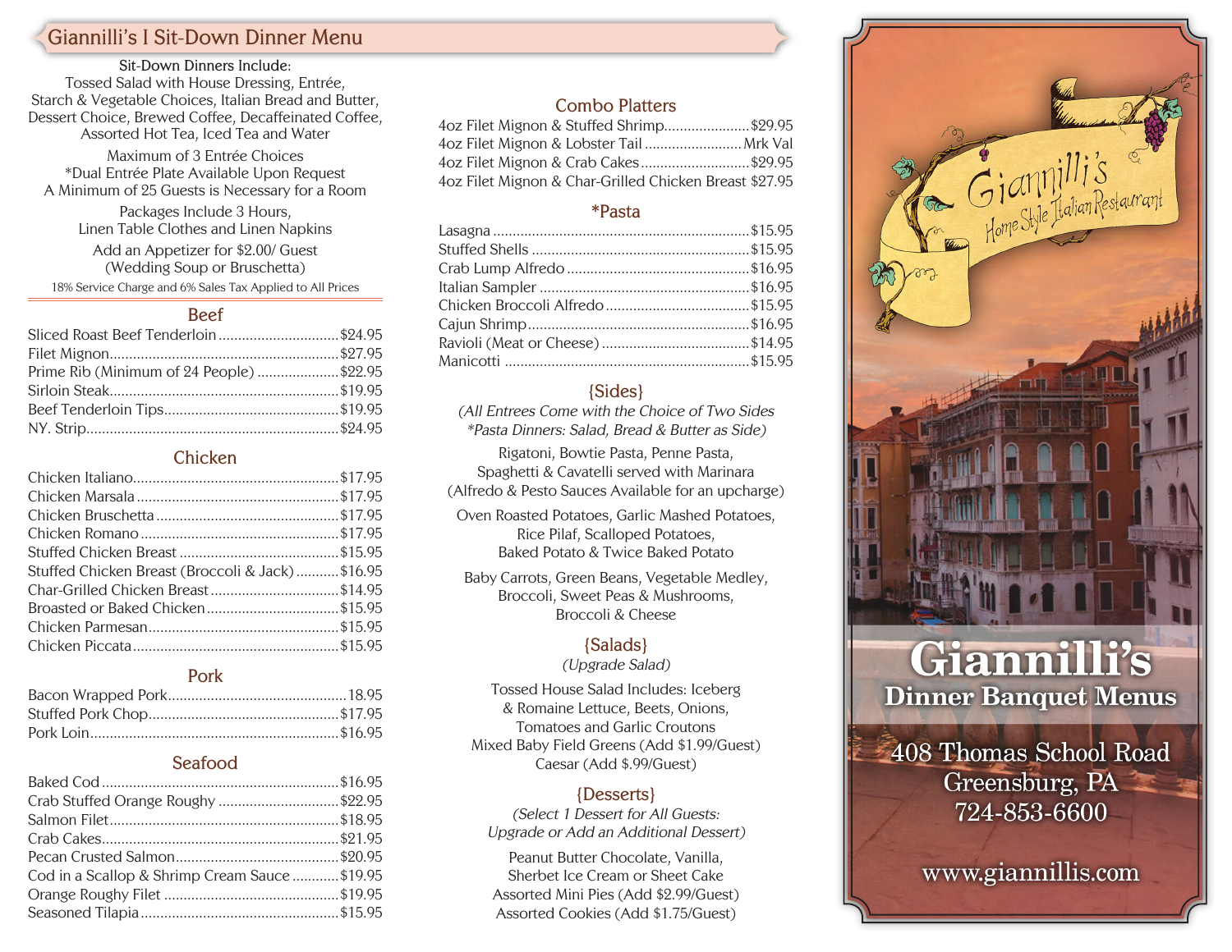## Giannilli's I Sit-Down Dinner Menu

Sit-Down Dinners Include:
Tossed Salad with House Dressing, Entrée,
Starch & Vegetable Choices, Italian Bread and Butter,
Dessert Choice, Brewed Coffee, Decaffeinated Coffee,
Assorted Hot Tea, Iced Tea and Water

Maximum of 3 Entrée Choices
*Dual Entrée Plate Available Upon Request
A Minimum of 25 Guests is Necessary for a Room

Packages Include 3 Hours,
Linen Table Clothes and Linen Napkins

Add an Appetizer for $2.00/ Guest
(Wedding Soup or Bruschetta)

18% Service Charge and 6% Sales Tax Applied to All Prices

### Beef

- Sliced Roast Beef Tenderloin ... $24.95
- Filet Mignon ... $27.95
- Prime Rib (Minimum of 24 People) ... $22.95
- Sirloin Steak ... $19.95
- Beef Tenderloin Tips ... $19.95
- NY. Strip ... $24.95

### Chicken

- Chicken Italiano ... $17.95
- Chicken Marsala ... $17.95
- Chicken Bruschetta ... $17.95
- Chicken Romano ... $17.95
- Stuffed Chicken Breast ... $15.95
- Stuffed Chicken Breast (Broccoli & Jack) ... $16.95
- Char-Grilled Chicken Breast ... $14.95
- Broasted or Baked Chicken ... $15.95
- Chicken Parmesan ... $15.95
- Chicken Piccata ... $15.95

### Pork

- Bacon Wrapped Pork ... 18.95
- Stuffed Pork Chop ... $17.95
- Pork Loin ... $16.95

### Seafood

- Baked Cod ... $16.95
- Crab Stuffed Orange Roughy ... $22.95
- Salmon Filet ... $18.95
- Crab Cakes ... $21.95
- Pecan Crusted Salmon ... $20.95
- Cod in a Scallop & Shrimp Cream Sauce ... $19.95
- Orange Roughy Filet ... $19.95
- Seasoned Tilapia ... $15.95

### Combo Platters

- 4oz Filet Mignon & Stuffed Shrimp ... $29.95
- 4oz Filet Mignon & Lobster Tail ... Mrk Val
- 4oz Filet Mignon & Crab Cakes ... $29.95
- 4oz Filet Mignon & Char-Grilled Chicken Breast $27.95

### *Pasta

- Lasagna ... $15.95
- Stuffed Shells ... $15.95
- Crab Lump Alfredo ... $16.95
- Italian Sampler ... $16.95
- Chicken Broccoli Alfredo ... $15.95
- Cajun Shrimp ... $16.95
- Ravioli (Meat or Cheese) ... $14.95
- Manicotti ... $15.95

### {Sides}

*(All Entrees Come with the Choice of Two Sides*
**Pasta Dinners: Salad, Bread & Butter as Side)*

Rigatoni, Bowtie Pasta, Penne Pasta,
Spaghetti & Cavatelli served with Marinara
(Alfredo & Pesto Sauces Available for an upcharge)

Oven Roasted Potatoes, Garlic Mashed Potatoes,
Rice Pilaf, Scalloped Potatoes,
Baked Potato & Twice Baked Potato

Baby Carrots, Green Beans, Vegetable Medley,
Broccoli, Sweet Peas & Mushrooms,
Broccoli & Cheese

### {Salads}

*(Upgrade Salad)*

Tossed House Salad Includes: Iceberg
& Romaine Lettuce, Beets, Onions,
Tomatoes and Garlic Croutons
Mixed Baby Field Greens (Add $1.99/Guest)
Caesar (Add $.99/Guest)

### {Desserts}

*(Select 1 Dessert for All Guests:*
*Upgrade or Add an Additional Dessert)*

Peanut Butter Chocolate, Vanilla,
Sherbet Ice Cream or Sheet Cake
Assorted Mini Pies (Add $2.99/Guest)
Assorted Cookies (Add $1.75/Guest)

Giannilli's
Home Style Italian Restaurant

# Giannilli's
## Dinner Banquet Menus

408 Thomas School Road
Greensburg, PA
724-853-6600

www.giannillis.com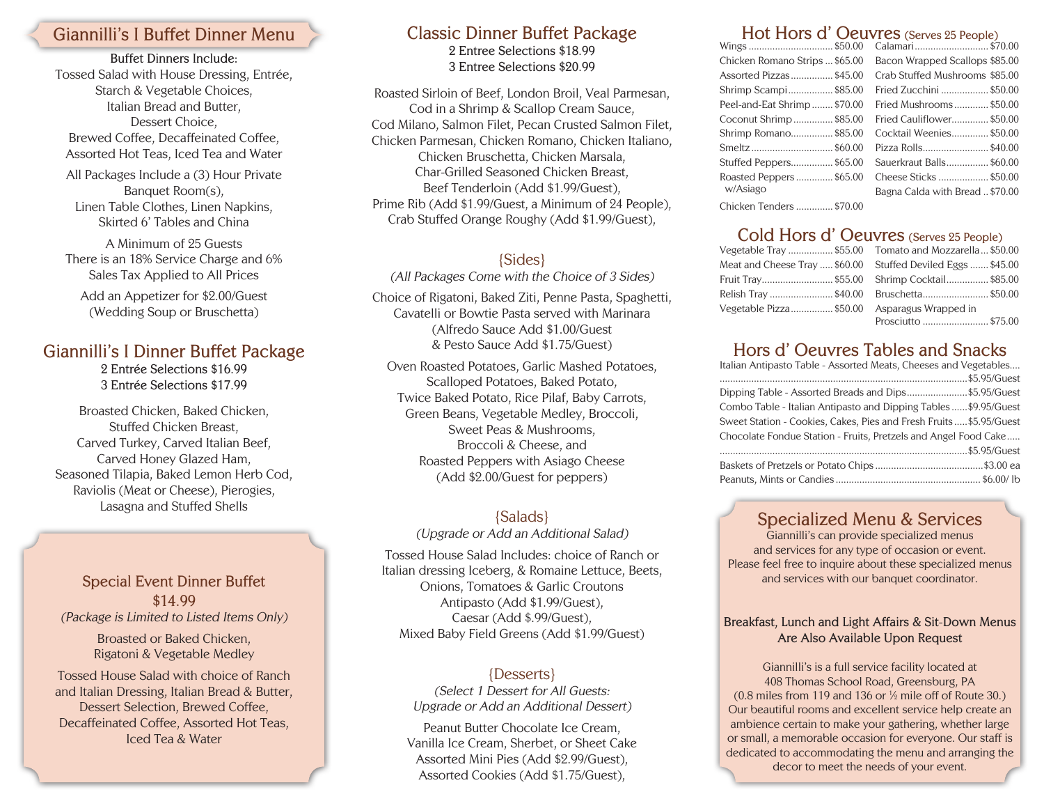## Giannilli's I Buffet Dinner Menu

Buffet Dinners Include:
Tossed Salad with House Dressing, Entrée,
Starch & Vegetable Choices,
Italian Bread and Butter,
Dessert Choice,
Brewed Coffee, Decaffeinated Coffee,
Assorted Hot Teas, Iced Tea and Water

All Packages Include a (3) Hour Private
Banquet Room(s),
Linen Table Clothes, Linen Napkins,
Skirted 6' Tables and China

A Minimum of 25 Guests
There is an 18% Service Charge and 6%
Sales Tax Applied to All Prices

Add an Appetizer for $2.00/Guest
(Wedding Soup or Bruschetta)

## Giannilli's I Dinner Buffet Package

2 Entrée Selections $16.99
3 Entrée Selections $17.99

Broasted Chicken, Baked Chicken,
Stuffed Chicken Breast,
Carved Turkey, Carved Italian Beef,
Carved Honey Glazed Ham,
Seasoned Tilapia, Baked Lemon Herb Cod,
Raviolis (Meat or Cheese), Pierogies,
Lasagna and Stuffed Shells

## Special Event Dinner Buffet

$14.99

*(Package is Limited to Listed Items Only)*

Broasted or Baked Chicken,
Rigatoni & Vegetable Medley

Tossed House Salad with choice of Ranch
and Italian Dressing, Italian Bread & Butter,
Dessert Selection, Brewed Coffee,
Decaffeinated Coffee, Assorted Hot Teas,
Iced Tea & Water

## Classic Dinner Buffet Package

2 Entree Selections $18.99
3 Entree Selections $20.99

Roasted Sirloin of Beef, London Broil, Veal Parmesan,
Cod in a Shrimp & Scallop Cream Sauce,
Cod Milano, Salmon Filet, Pecan Crusted Salmon Filet,
Chicken Parmesan, Chicken Romano, Chicken Italiano,
Chicken Bruschetta, Chicken Marsala,
Char-Grilled Seasoned Chicken Breast,
Beef Tenderloin (Add $1.99/Guest),
Prime Rib (Add $1.99/Guest, a Minimum of 24 People),
Crab Stuffed Orange Roughy (Add $1.99/Guest),

### {Sides}

*(All Packages Come with the Choice of 3 Sides)*

Choice of Rigatoni, Baked Ziti, Penne Pasta, Spaghetti,
Cavatelli or Bowtie Pasta served with Marinara
(Alfredo Sauce Add $1.00/Guest
& Pesto Sauce Add $1.75/Guest)

Oven Roasted Potatoes, Garlic Mashed Potatoes,
Scalloped Potatoes, Baked Potato,
Twice Baked Potato, Rice Pilaf, Baby Carrots,
Green Beans, Vegetable Medley, Broccoli,
Sweet Peas & Mushrooms,
Broccoli & Cheese, and
Roasted Peppers with Asiago Cheese
(Add $2.00/Guest for peppers)

### {Salads}

*(Upgrade or Add an Additional Salad)*

Tossed House Salad Includes: choice of Ranch or
Italian dressing Iceberg, & Romaine Lettuce, Beets,
Onions, Tomatoes & Garlic Croutons
Antipasto (Add $1.99/Guest),
Caesar (Add $.99/Guest),
Mixed Baby Field Greens (Add $1.99/Guest)

### {Desserts}

*(Select 1 Dessert for All Guests:
Upgrade or Add an Additional Dessert)*

Peanut Butter Chocolate Ice Cream,
Vanilla Ice Cream, Sherbet, or Sheet Cake
Assorted Mini Pies (Add $2.99/Guest),
Assorted Cookies (Add $1.75/Guest),

## Hot Hors d' Oeuvres (Serves 25 People)

- Wings ........ $50.00
- Chicken Romano Strips ... $65.00
- Assorted Pizzas ........ $45.00
- Shrimp Scampi ........ $85.00
- Peel-and-Eat Shrimp ........ $70.00
- Coconut Shrimp ........ $85.00
- Shrimp Romano ........ $85.00
- Smeltz ........ $60.00
- Stuffed Peppers ........ $65.00
- Roasted Peppers w/Asiago ........ $65.00
- Chicken Tenders ........ $70.00
- Calamari ........ $70.00
- Bacon Wrapped Scallops $85.00
- Crab Stuffed Mushrooms $85.00
- Fried Zucchini ........ $50.00
- Fried Mushrooms ........ $50.00
- Fried Cauliflower ........ $50.00
- Cocktail Weenies ........ $50.00
- Pizza Rolls ........ $40.00
- Sauerkraut Balls ........ $60.00
- Cheese Sticks ........ $50.00
- Bagna Calda with Bread .. $70.00

## Cold Hors d' Oeuvres (Serves 25 People)

- Vegetable Tray ........ $55.00
- Meat and Cheese Tray ..... $60.00
- Fruit Tray ........ $55.00
- Relish Tray ........ $40.00
- Vegetable Pizza ........ $50.00
- Tomato and Mozzarella ... $50.00
- Stuffed Deviled Eggs ....... $45.00
- Shrimp Cocktail ........ $85.00
- Bruschetta ........ $50.00
- Asparagus Wrapped in Prosciutto ........ $75.00

## Hors d' Oeuvres Tables and Snacks

- Italian Antipasto Table - Assorted Meats, Cheeses and Vegetables ........ $5.95/Guest
- Dipping Table - Assorted Breads and Dips ........ $5.95/Guest
- Combo Table - Italian Antipasto and Dipping Tables ...... $9.95/Guest
- Sweet Station - Cookies, Cakes, Pies and Fresh Fruits ..... $5.95/Guest
- Chocolate Fondue Station - Fruits, Pretzels and Angel Food Cake ........ $5.95/Guest
- Baskets of Pretzels or Potato Chips ........ $3.00 ea
- Peanuts, Mints or Candies ........ $6.00/ lb

## Specialized Menu & Services

Giannilli's can provide specialized menus
and services for any type of occasion or event.
Please feel free to inquire about these specialized menus
and services with our banquet coordinator.

Breakfast, Lunch and Light Affairs & Sit-Down Menus
Are Also Available Upon Request

Giannilli's is a full service facility located at
408 Thomas School Road, Greensburg, PA
(0.8 miles from 119 and 136 or ½ mile off of Route 30.)
Our beautiful rooms and excellent service help create an
ambience certain to make your gathering, whether large
or small, a memorable occasion for everyone. Our staff is
dedicated to accommodating the menu and arranging the
decor to meet the needs of your event.